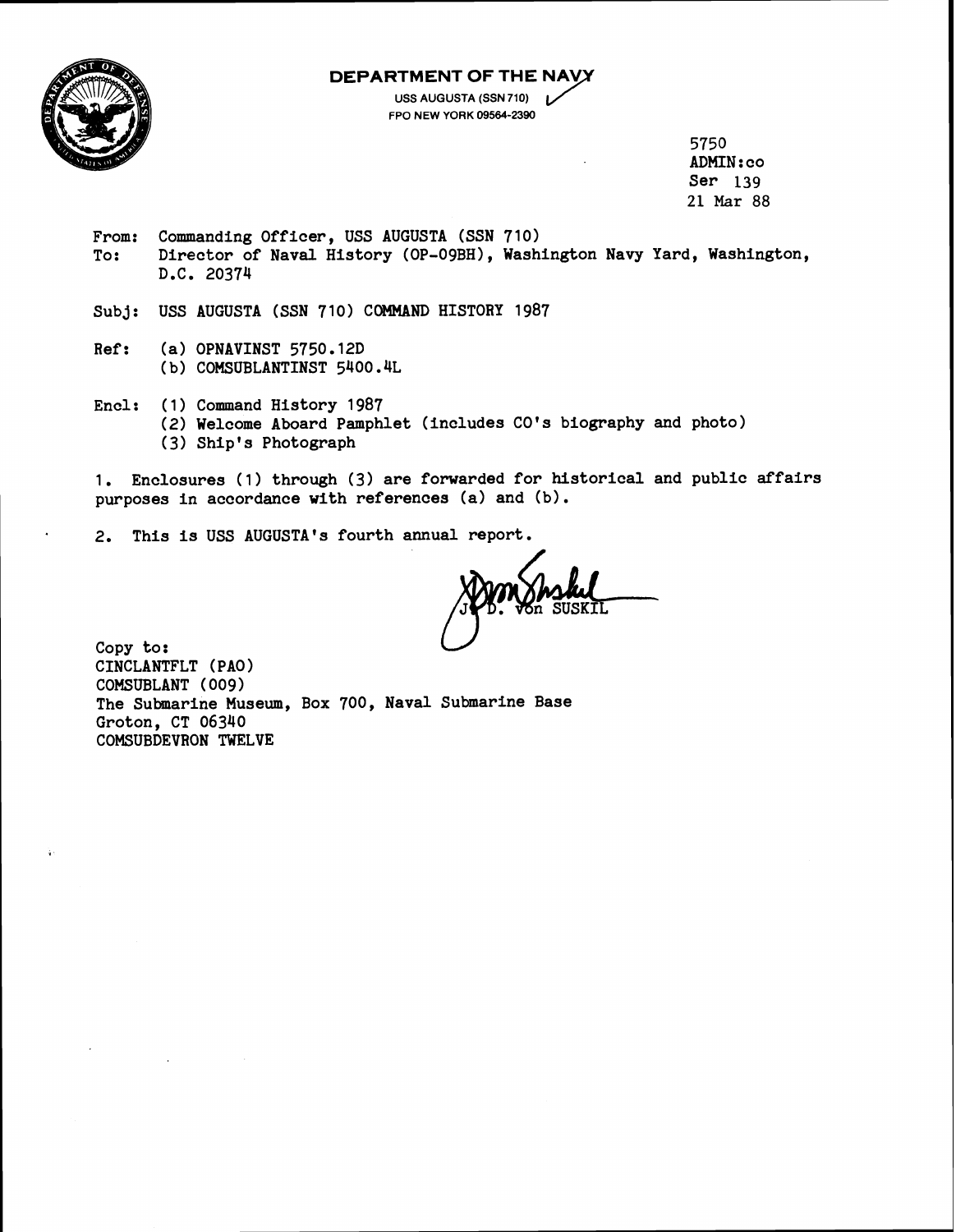**DEPARTMENT OF THE NAVY**

USS AUGUSTA (SSN 710)
FPO NEW YORK 09564-2390

5750
ADMIN:co
Ser 139
21 Mar 88

From: Commanding Officer, USS AUGUSTA (SSN 710)
To: Director of Naval History (OP-09BH), Washington Navy Yard, Washington, D.C. 20374

Subj: USS AUGUSTA (SSN 710) COMMAND HISTORY 1987

Ref: (a) OPNAVINST 5750.12D
(b) COMSUBLANTINST 5400.4L

Encl: (1) Command History 1987
(2) Welcome Aboard Pamphlet (includes CO's biography and photo)
(3) Ship's Photograph

1. Enclosures (1) through (3) are forwarded for historical and public affairs purposes in accordance with references (a) and (b).

2. This is USS AUGUSTA's fourth annual report.

J. D. von SUSKIL

Copy to:
CINCLANTFLT (PAO)
COMSUBLANT (009)
The Submarine Museum, Box 700, Naval Submarine Base
Groton, CT 06340
COMSUBDEVRON TWELVE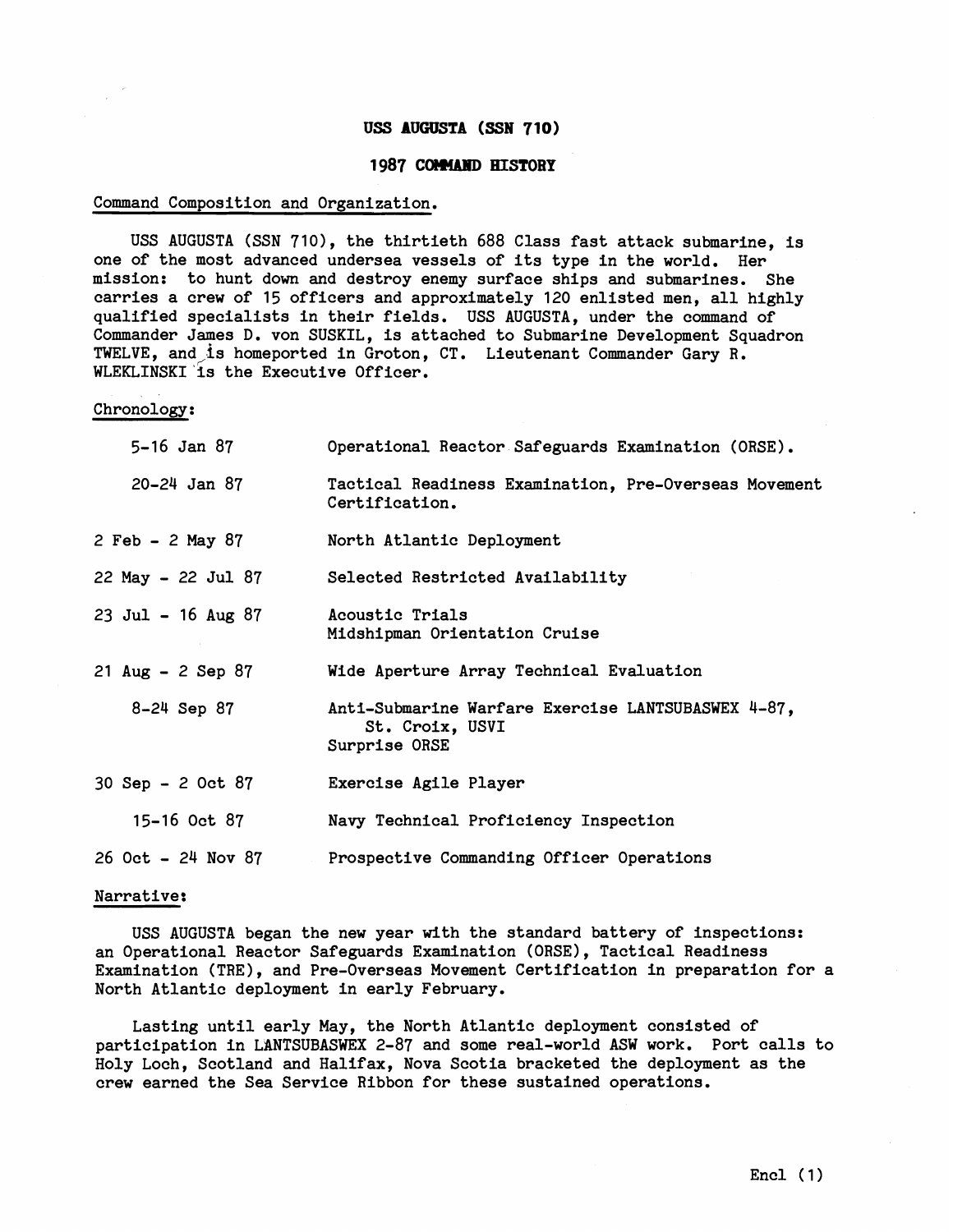# USS AUGUSTA (SSN 710)

## 1987 COMMAND HISTORY

Command Composition and Organization.

USS AUGUSTA (SSN 710), the thirtieth 688 Class fast attack submarine, is one of the most advanced undersea vessels of its type in the world. Her mission: to hunt down and destroy enemy surface ships and submarines. She carries a crew of 15 officers and approximately 120 enlisted men, all highly qualified specialists in their fields. USS AUGUSTA, under the command of Commander James D. von SUSKIL, is attached to Submarine Development Squadron TWELVE, and is homeported in Groton, CT. Lieutenant Commander Gary R. WLEKLINSKI is the Executive Officer.

Chronology:

| | |
|---|---|
| 5-16 Jan 87 | Operational Reactor Safeguards Examination (ORSE). |
| 20-24 Jan 87 | Tactical Readiness Examination, Pre-Overseas Movement Certification. |
| 2 Feb - 2 May 87 | North Atlantic Deployment |
| 22 May - 22 Jul 87 | Selected Restricted Availability |
| 23 Jul - 16 Aug 87 | Acoustic Trials<br>Midshipman Orientation Cruise |
| 21 Aug - 2 Sep 87 | Wide Aperture Array Technical Evaluation |
| 8-24 Sep 87 | Anti-Submarine Warfare Exercise LANTSUBASWEX 4-87, St. Croix, USVI<br>Surprise ORSE |
| 30 Sep - 2 Oct 87 | Exercise Agile Player |
| 15-16 Oct 87 | Navy Technical Proficiency Inspection |
| 26 Oct - 24 Nov 87 | Prospective Commanding Officer Operations |

Narrative:

USS AUGUSTA began the new year with the standard battery of inspections: an Operational Reactor Safeguards Examination (ORSE), Tactical Readiness Examination (TRE), and Pre-Overseas Movement Certification in preparation for a North Atlantic deployment in early February.

Lasting until early May, the North Atlantic deployment consisted of participation in LANTSUBASWEX 2-87 and some real-world ASW work. Port calls to Holy Loch, Scotland and Halifax, Nova Scotia bracketed the deployment as the crew earned the Sea Service Ribbon for these sustained operations.

Encl (1)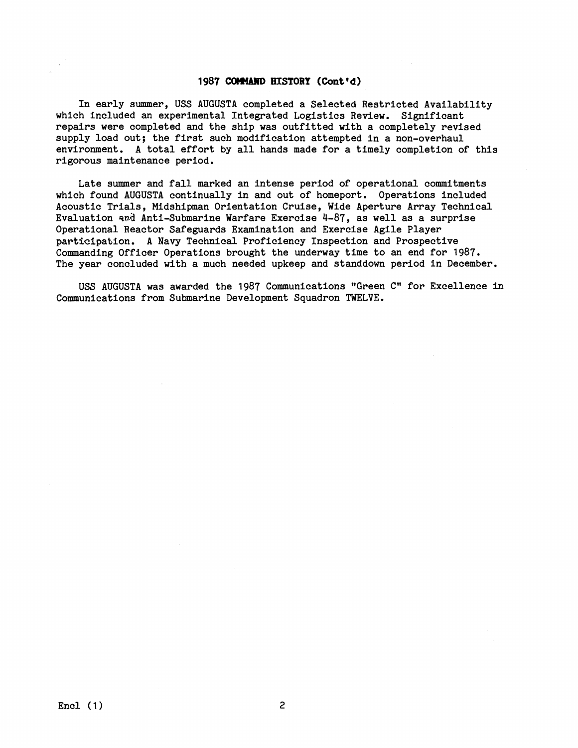## 1987 COMMAND HISTORY (Cont'd)

In early summer, USS AUGUSTA completed a Selected Restricted Availability which included an experimental Integrated Logistics Review. Significant repairs were completed and the ship was outfitted with a completely revised supply load out; the first such modification attempted in a non-overhaul environment. A total effort by all hands made for a timely completion of this rigorous maintenance period.

Late summer and fall marked an intense period of operational commitments which found AUGUSTA continually in and out of homeport. Operations included Acoustic Trials, Midshipman Orientation Cruise, Wide Aperture Array Technical Evaluation and Anti-Submarine Warfare Exercise 4-87, as well as a surprise Operational Reactor Safeguards Examination and Exercise Agile Player participation. A Navy Technical Proficiency Inspection and Prospective Commanding Officer Operations brought the underway time to an end for 1987. The year concluded with a much needed upkeep and standdown period in December.

USS AUGUSTA was awarded the 1987 Communications "Green C" for Excellence in Communications from Submarine Development Squadron TWELVE.

Encl (1)